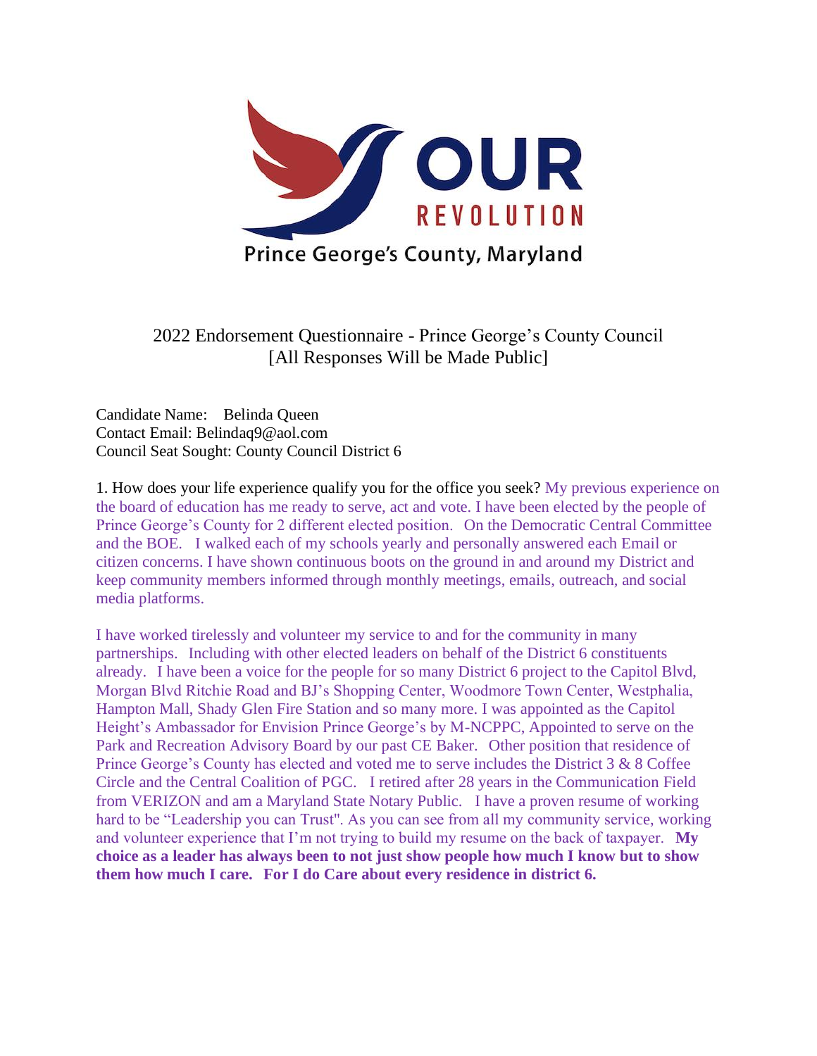OUR REVOLUTION

Prince George's County, Maryland

# 2022 Endorsement Questionnaire - Prince George's County Council
[All Responses Will be Made Public]

Candidate Name: Belinda Queen
Contact Email: Belindaq9@aol.com
Council Seat Sought: County Council District 6

1. How does your life experience qualify you for the office you seek? My previous experience on the board of education has me ready to serve, act and vote. I have been elected by the people of Prince George's County for 2 different elected position. On the Democratic Central Committee and the BOE. I walked each of my schools yearly and personally answered each Email or citizen concerns. I have shown continuous boots on the ground in and around my District and keep community members informed through monthly meetings, emails, outreach, and social media platforms.

I have worked tirelessly and volunteer my service to and for the community in many partnerships. Including with other elected leaders on behalf of the District 6 constituents already. I have been a voice for the people for so many District 6 project to the Capitol Blvd, Morgan Blvd Ritchie Road and BJ's Shopping Center, Woodmore Town Center, Westphalia, Hampton Mall, Shady Glen Fire Station and so many more. I was appointed as the Capitol Height's Ambassador for Envision Prince George's by M-NCPPC, Appointed to serve on the Park and Recreation Advisory Board by our past CE Baker. Other position that residence of Prince George's County has elected and voted me to serve includes the District 3 & 8 Coffee Circle and the Central Coalition of PGC. I retired after 28 years in the Communication Field from VERIZON and am a Maryland State Notary Public. I have a proven resume of working hard to be "Leadership you can Trust". As you can see from all my community service, working and volunteer experience that I'm not trying to build my resume on the back of taxpayer. **My choice as a leader has always been to not just show people how much I know but to show them how much I care. For I do Care about every residence in district 6.**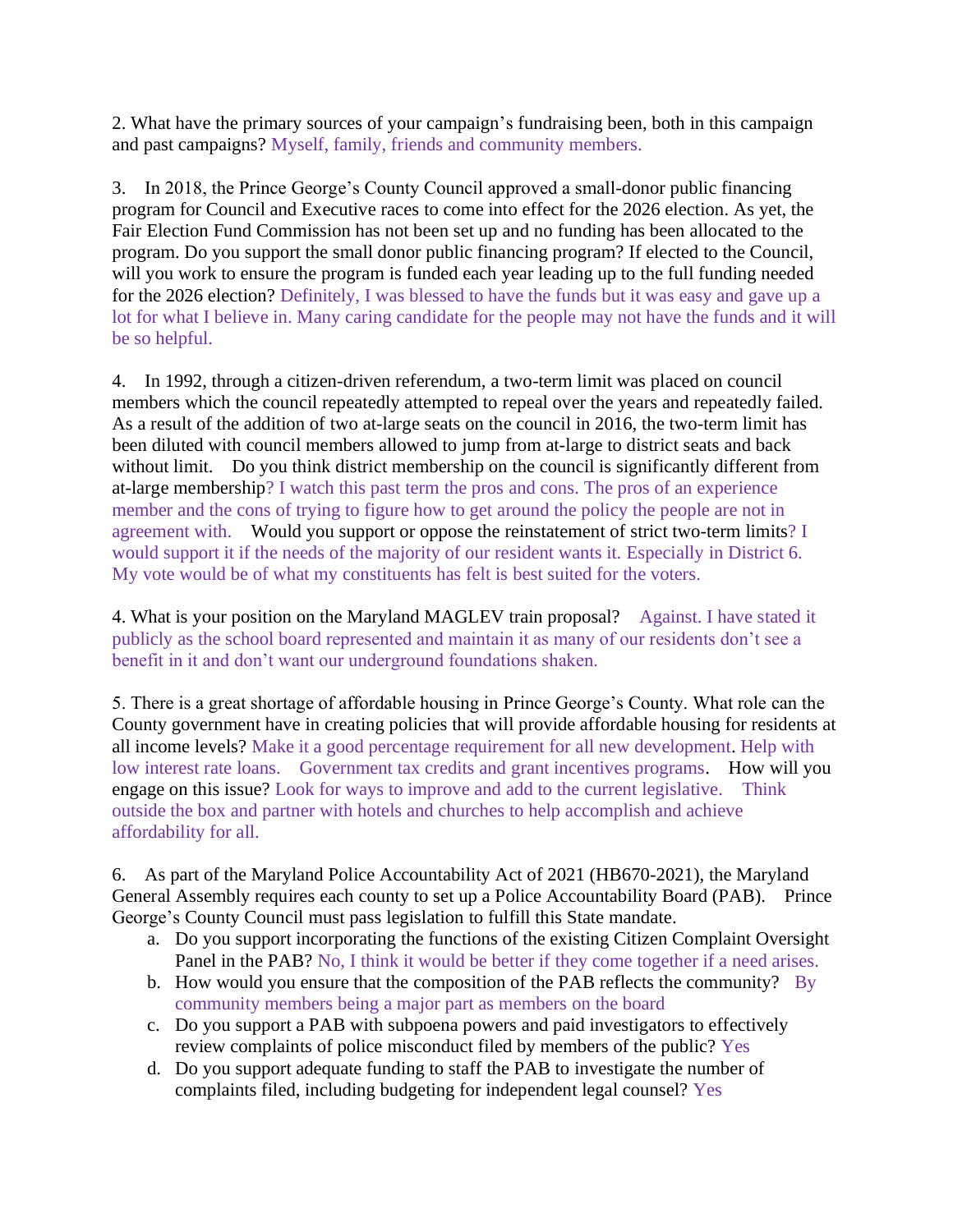2. What have the primary sources of your campaign's fundraising been, both in this campaign and past campaigns? Myself, family, friends and community members.

3. In 2018, the Prince George's County Council approved a small-donor public financing program for Council and Executive races to come into effect for the 2026 election. As yet, the Fair Election Fund Commission has not been set up and no funding has been allocated to the program. Do you support the small donor public financing program? If elected to the Council, will you work to ensure the program is funded each year leading up to the full funding needed for the 2026 election? Definitely, I was blessed to have the funds but it was easy and gave up a lot for what I believe in. Many caring candidate for the people may not have the funds and it will be so helpful.

4. In 1992, through a citizen-driven referendum, a two-term limit was placed on council members which the council repeatedly attempted to repeal over the years and repeatedly failed. As a result of the addition of two at-large seats on the council in 2016, the two-term limit has been diluted with council members allowed to jump from at-large to district seats and back without limit. Do you think district membership on the council is significantly different from at-large membership? I watch this past term the pros and cons. The pros of an experience member and the cons of trying to figure how to get around the policy the people are not in agreement with. Would you support or oppose the reinstatement of strict two-term limits? I would support it if the needs of the majority of our resident wants it. Especially in District 6. My vote would be of what my constituents has felt is best suited for the voters.

4. What is your position on the Maryland MAGLEV train proposal? Against. I have stated it publicly as the school board represented and maintain it as many of our residents don't see a benefit in it and don't want our underground foundations shaken.

5. There is a great shortage of affordable housing in Prince George's County. What role can the County government have in creating policies that will provide affordable housing for residents at all income levels? Make it a good percentage requirement for all new development. Help with low interest rate loans. Government tax credits and grant incentives programs. How will you engage on this issue? Look for ways to improve and add to the current legislative. Think outside the box and partner with hotels and churches to help accomplish and achieve affordability for all.

6. As part of the Maryland Police Accountability Act of 2021 (HB670-2021), the Maryland General Assembly requires each county to set up a Police Accountability Board (PAB). Prince George's County Council must pass legislation to fulfill this State mandate.

a. Do you support incorporating the functions of the existing Citizen Complaint Oversight Panel in the PAB? No, I think it would be better if they come together if a need arises.
b. How would you ensure that the composition of the PAB reflects the community? By community members being a major part as members on the board
c. Do you support a PAB with subpoena powers and paid investigators to effectively review complaints of police misconduct filed by members of the public? Yes
d. Do you support adequate funding to staff the PAB to investigate the number of complaints filed, including budgeting for independent legal counsel? Yes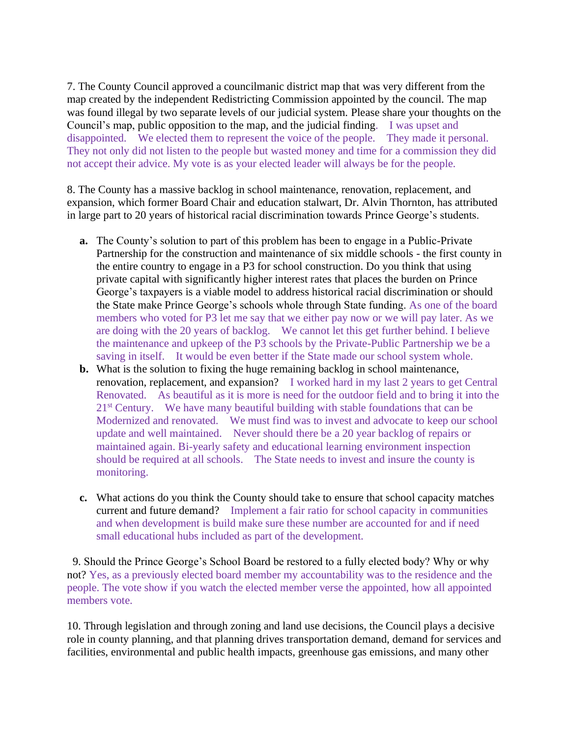7. The County Council approved a councilmanic district map that was very different from the map created by the independent Redistricting Commission appointed by the council. The map was found illegal by two separate levels of our judicial system. Please share your thoughts on the Council's map, public opposition to the map, and the judicial finding. I was upset and disappointed. We elected them to represent the voice of the people. They made it personal. They not only did not listen to the people but wasted money and time for a commission they did not accept their advice. My vote is as your elected leader will always be for the people.

8. The County has a massive backlog in school maintenance, renovation, replacement, and expansion, which former Board Chair and education stalwart, Dr. Alvin Thornton, has attributed in large part to 20 years of historical racial discrimination towards Prince George's students.

**a.** The County's solution to part of this problem has been to engage in a Public-Private Partnership for the construction and maintenance of six middle schools - the first county in the entire country to engage in a P3 for school construction. Do you think that using private capital with significantly higher interest rates that places the burden on Prince George's taxpayers is a viable model to address historical racial discrimination or should the State make Prince George's schools whole through State funding. As one of the board members who voted for P3 let me say that we either pay now or we will pay later. As we are doing with the 20 years of backlog. We cannot let this get further behind. I believe the maintenance and upkeep of the P3 schools by the Private-Public Partnership we be a saving in itself. It would be even better if the State made our school system whole.

**b.** What is the solution to fixing the huge remaining backlog in school maintenance, renovation, replacement, and expansion? I worked hard in my last 2 years to get Central Renovated. As beautiful as it is more is need for the outdoor field and to bring it into the 21st Century. We have many beautiful building with stable foundations that can be Modernized and renovated. We must find was to invest and advocate to keep our school update and well maintained. Never should there be a 20 year backlog of repairs or maintained again. Bi-yearly safety and educational learning environment inspection should be required at all schools. The State needs to invest and insure the county is monitoring.

**c.** What actions do you think the County should take to ensure that school capacity matches current and future demand? Implement a fair ratio for school capacity in communities and when development is build make sure these number are accounted for and if need small educational hubs included as part of the development.

9. Should the Prince George's School Board be restored to a fully elected body? Why or why not? Yes, as a previously elected board member my accountability was to the residence and the people. The vote show if you watch the elected member verse the appointed, how all appointed members vote.

10. Through legislation and through zoning and land use decisions, the Council plays a decisive role in county planning, and that planning drives transportation demand, demand for services and facilities, environmental and public health impacts, greenhouse gas emissions, and many other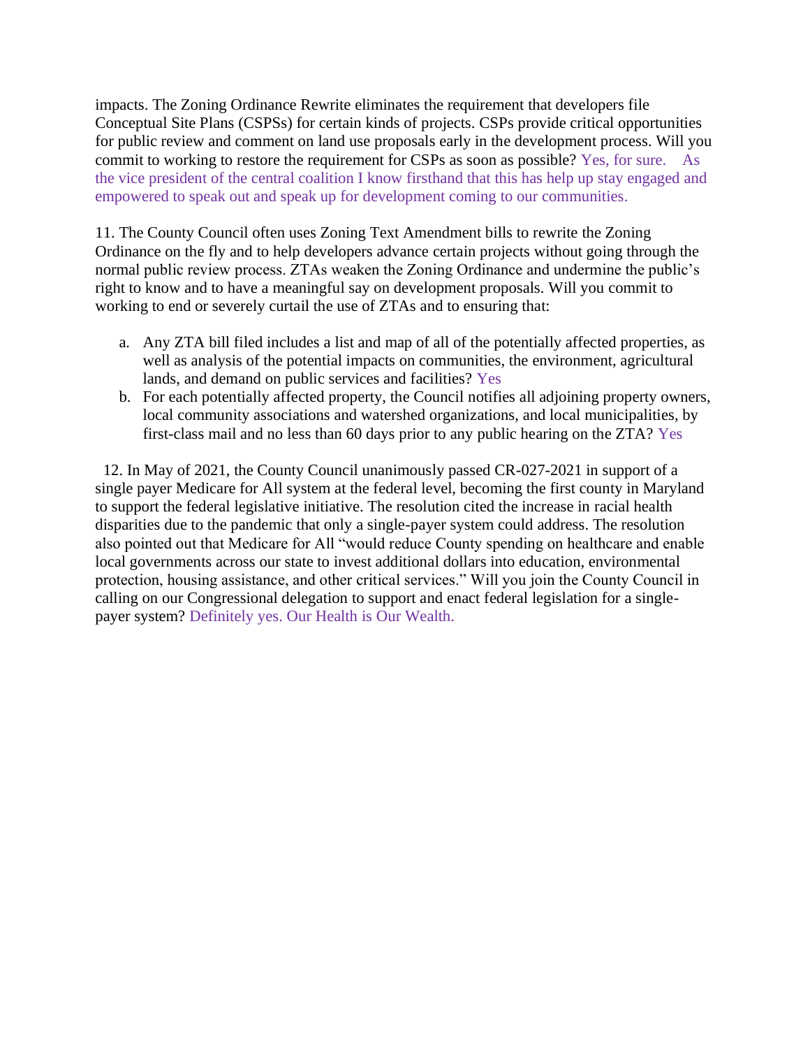impacts. The Zoning Ordinance Rewrite eliminates the requirement that developers file Conceptual Site Plans (CSPSs) for certain kinds of projects. CSPs provide critical opportunities for public review and comment on land use proposals early in the development process. Will you commit to working to restore the requirement for CSPs as soon as possible? Yes, for sure. As the vice president of the central coalition I know firsthand that this has help up stay engaged and empowered to speak out and speak up for development coming to our communities.

11. The County Council often uses Zoning Text Amendment bills to rewrite the Zoning Ordinance on the fly and to help developers advance certain projects without going through the normal public review process. ZTAs weaken the Zoning Ordinance and undermine the public's right to know and to have a meaningful say on development proposals. Will you commit to working to end or severely curtail the use of ZTAs and to ensuring that:

   a. Any ZTA bill filed includes a list and map of all of the potentially affected properties, as well as analysis of the potential impacts on communities, the environment, agricultural lands, and demand on public services and facilities? Yes
   b. For each potentially affected property, the Council notifies all adjoining property owners, local community associations and watershed organizations, and local municipalities, by first-class mail and no less than 60 days prior to any public hearing on the ZTA? Yes

12. In May of 2021, the County Council unanimously passed CR-027-2021 in support of a single payer Medicare for All system at the federal level, becoming the first county in Maryland to support the federal legislative initiative. The resolution cited the increase in racial health disparities due to the pandemic that only a single-payer system could address. The resolution also pointed out that Medicare for All "would reduce County spending on healthcare and enable local governments across our state to invest additional dollars into education, environmental protection, housing assistance, and other critical services." Will you join the County Council in calling on our Congressional delegation to support and enact federal legislation for a single-payer system? Definitely yes. Our Health is Our Wealth.